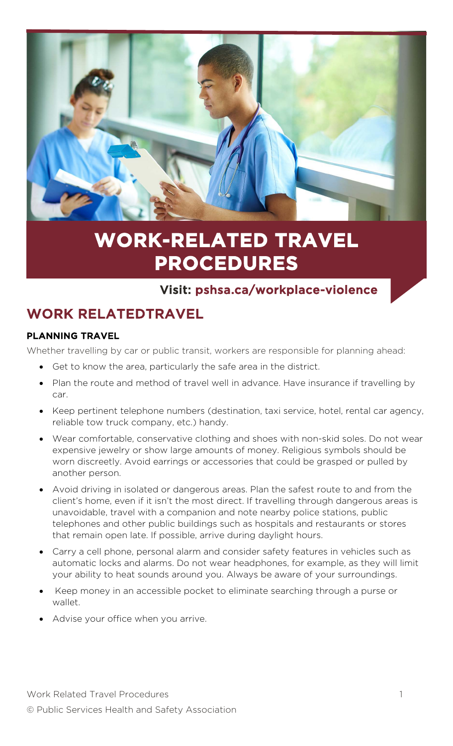# WORK-RELATED TRAVEL PROCEDURES

**Visit: pshsa.ca/workplace-violence**

## WORK RELATEDTRAVEL

### PLANNING TRAVEL

Whether travelling by car or public transit, workers are responsible for planning ahead:

- Get to know the area, particularly the safe area in the district.
- Plan the route and method of travel well in advance. Have insurance if travelling by car.
- Keep pertinent telephone numbers (destination, taxi service, hotel, rental car agency, reliable tow truck company, etc.) handy.
- Wear comfortable, conservative clothing and shoes with non-skid soles. Do not wear expensive jewelry or show large amounts of money. Religious symbols should be worn discreetly. Avoid earrings or accessories that could be grasped or pulled by another person.
- Avoid driving in isolated or dangerous areas. Plan the safest route to and from the client's home, even if it isn't the most direct. If travelling through dangerous areas is unavoidable, travel with a companion and note nearby police stations, public telephones and other public buildings such as hospitals and restaurants or stores that remain open late. If possible, arrive during daylight hours.
- Carry a cell phone, personal alarm and consider safety features in vehicles such as automatic locks and alarms. Do not wear headphones, for example, as they will limit your ability to heat sounds around you. Always be aware of your surroundings.
- Keep money in an accessible pocket to eliminate searching through a purse or wallet.
- Advise your office when you arrive.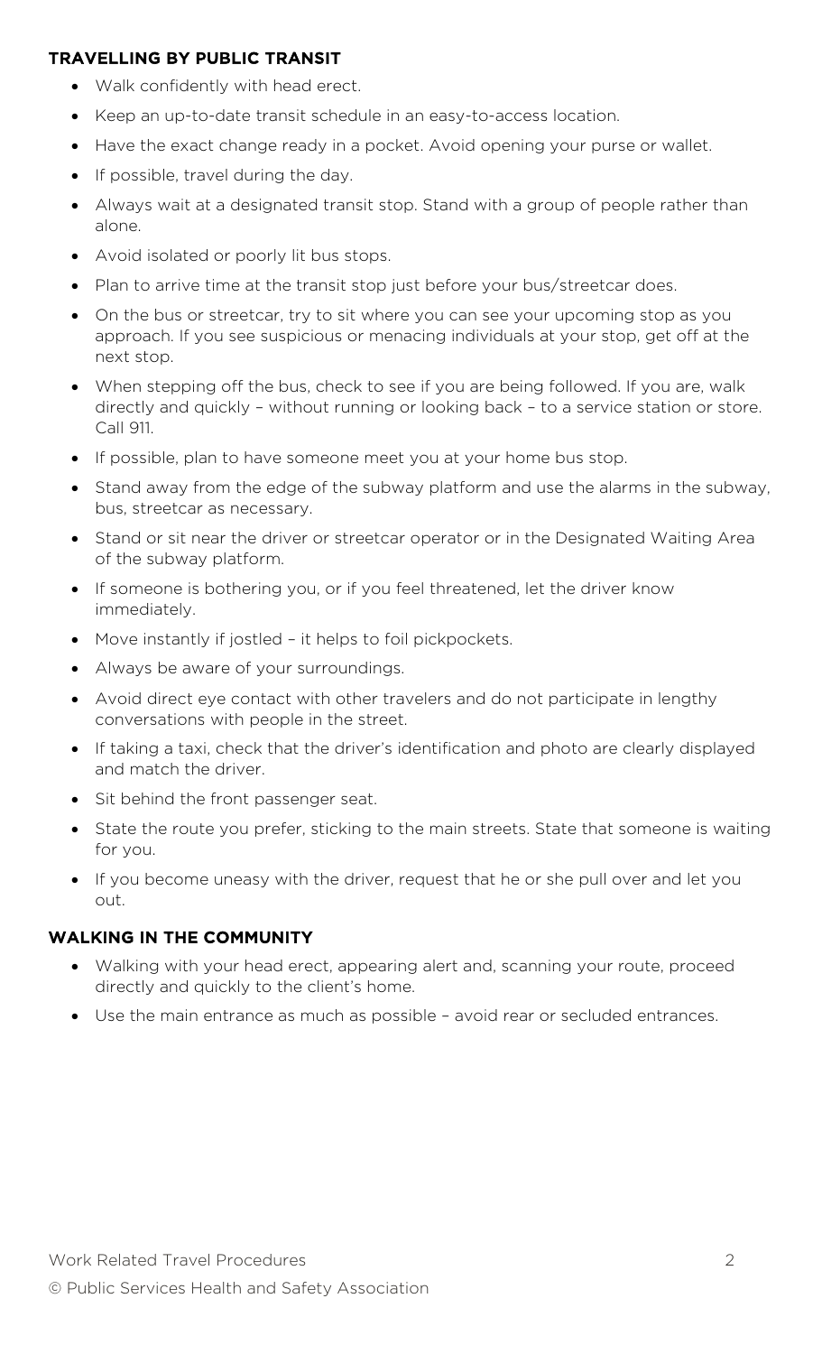**TRAVELLING BY PUBLIC TRANSIT**

- Walk confidently with head erect.
- Keep an up-to-date transit schedule in an easy-to-access location.
- Have the exact change ready in a pocket. Avoid opening your purse or wallet.
- If possible, travel during the day.
- Always wait at a designated transit stop. Stand with a group of people rather than alone.
- Avoid isolated or poorly lit bus stops.
- Plan to arrive time at the transit stop just before your bus/streetcar does.
- On the bus or streetcar, try to sit where you can see your upcoming stop as you approach. If you see suspicious or menacing individuals at your stop, get off at the next stop.
- When stepping off the bus, check to see if you are being followed. If you are, walk directly and quickly – without running or looking back – to a service station or store. Call 911.
- If possible, plan to have someone meet you at your home bus stop.
- Stand away from the edge of the subway platform and use the alarms in the subway, bus, streetcar as necessary.
- Stand or sit near the driver or streetcar operator or in the Designated Waiting Area of the subway platform.
- If someone is bothering you, or if you feel threatened, let the driver know immediately.
- Move instantly if jostled – it helps to foil pickpockets.
- Always be aware of your surroundings.
- Avoid direct eye contact with other travelers and do not participate in lengthy conversations with people in the street.
- If taking a taxi, check that the driver's identification and photo are clearly displayed and match the driver.
- Sit behind the front passenger seat.
- State the route you prefer, sticking to the main streets. State that someone is waiting for you.
- If you become uneasy with the driver, request that he or she pull over and let you out.

**WALKING IN THE COMMUNITY**

- Walking with your head erect, appearing alert and, scanning your route, proceed directly and quickly to the client's home.
- Use the main entrance as much as possible – avoid rear or secluded entrances.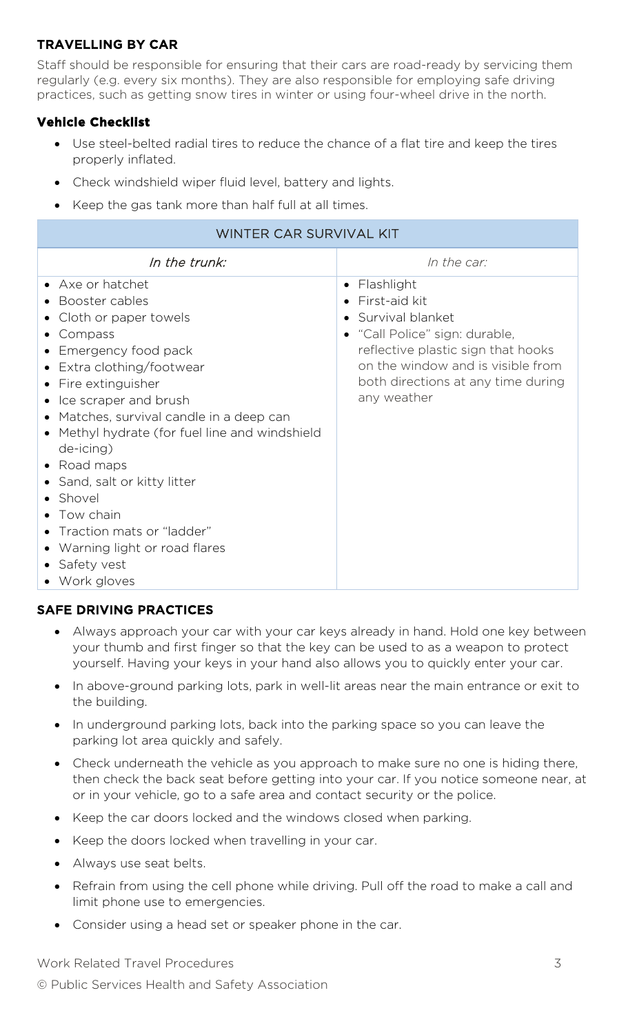## TRAVELLING BY CAR

Staff should be responsible for ensuring that their cars are road-ready by servicing them regularly (e.g. every six months). They are also responsible for employing safe driving practices, such as getting snow tires in winter or using four-wheel drive in the north.

### Vehicle Checklist

- Use steel-belted radial tires to reduce the chance of a flat tire and keep the tires properly inflated.
- Check windshield wiper fluid level, battery and lights.
- Keep the gas tank more than half full at all times.

| WINTER CAR SURVIVAL KIT | |
|---|---|
| *In the trunk:* | *In the car:* |
| • Axe or hatchet<br>• Booster cables<br>• Cloth or paper towels<br>• Compass<br>• Emergency food pack<br>• Extra clothing/footwear<br>• Fire extinguisher<br>• Ice scraper and brush<br>• Matches, survival candle in a deep can<br>• Methyl hydrate (for fuel line and windshield de-icing)<br>• Road maps<br>• Sand, salt or kitty litter<br>• Shovel<br>• Tow chain<br>• Traction mats or "ladder"<br>• Warning light or road flares<br>• Safety vest<br>• Work gloves | • Flashlight<br>• First-aid kit<br>• Survival blanket<br>• "Call Police" sign: durable, reflective plastic sign that hooks on the window and is visible from both directions at any time during any weather |

## SAFE DRIVING PRACTICES

- Always approach your car with your car keys already in hand. Hold one key between your thumb and first finger so that the key can be used to as a weapon to protect yourself. Having your keys in your hand also allows you to quickly enter your car.
- In above-ground parking lots, park in well-lit areas near the main entrance or exit to the building.
- In underground parking lots, back into the parking space so you can leave the parking lot area quickly and safely.
- Check underneath the vehicle as you approach to make sure no one is hiding there, then check the back seat before getting into your car. If you notice someone near, at or in your vehicle, go to a safe area and contact security or the police.
- Keep the car doors locked and the windows closed when parking.
- Keep the doors locked when travelling in your car.
- Always use seat belts.
- Refrain from using the cell phone while driving. Pull off the road to make a call and limit phone use to emergencies.
- Consider using a head set or speaker phone in the car.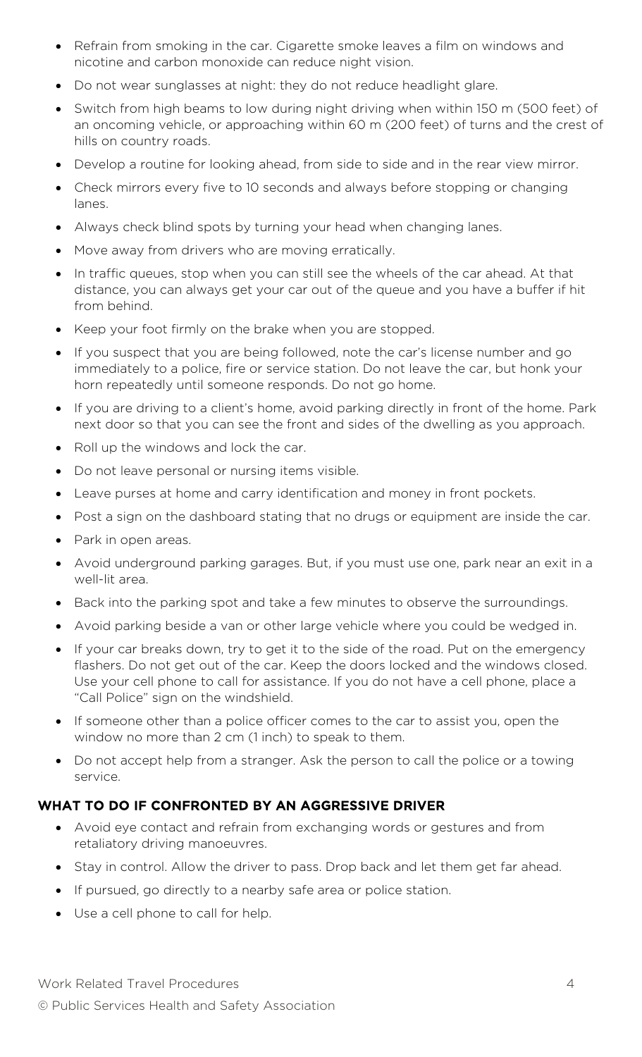- Refrain from smoking in the car. Cigarette smoke leaves a film on windows and nicotine and carbon monoxide can reduce night vision.
- Do not wear sunglasses at night: they do not reduce headlight glare.
- Switch from high beams to low during night driving when within 150 m (500 feet) of an oncoming vehicle, or approaching within 60 m (200 feet) of turns and the crest of hills on country roads.
- Develop a routine for looking ahead, from side to side and in the rear view mirror.
- Check mirrors every five to 10 seconds and always before stopping or changing lanes.
- Always check blind spots by turning your head when changing lanes.
- Move away from drivers who are moving erratically.
- In traffic queues, stop when you can still see the wheels of the car ahead. At that distance, you can always get your car out of the queue and you have a buffer if hit from behind.
- Keep your foot firmly on the brake when you are stopped.
- If you suspect that you are being followed, note the car's license number and go immediately to a police, fire or service station. Do not leave the car, but honk your horn repeatedly until someone responds. Do not go home.
- If you are driving to a client's home, avoid parking directly in front of the home. Park next door so that you can see the front and sides of the dwelling as you approach.
- Roll up the windows and lock the car.
- Do not leave personal or nursing items visible.
- Leave purses at home and carry identification and money in front pockets.
- Post a sign on the dashboard stating that no drugs or equipment are inside the car.
- Park in open areas.
- Avoid underground parking garages. But, if you must use one, park near an exit in a well-lit area.
- Back into the parking spot and take a few minutes to observe the surroundings.
- Avoid parking beside a van or other large vehicle where you could be wedged in.
- If your car breaks down, try to get it to the side of the road. Put on the emergency flashers. Do not get out of the car. Keep the doors locked and the windows closed. Use your cell phone to call for assistance. If you do not have a cell phone, place a "Call Police" sign on the windshield.
- If someone other than a police officer comes to the car to assist you, open the window no more than 2 cm (1 inch) to speak to them.
- Do not accept help from a stranger. Ask the person to call the police or a towing service.

## WHAT TO DO IF CONFRONTED BY AN AGGRESSIVE DRIVER

- Avoid eye contact and refrain from exchanging words or gestures and from retaliatory driving manoeuvres.
- Stay in control. Allow the driver to pass. Drop back and let them get far ahead.
- If pursued, go directly to a nearby safe area or police station.
- Use a cell phone to call for help.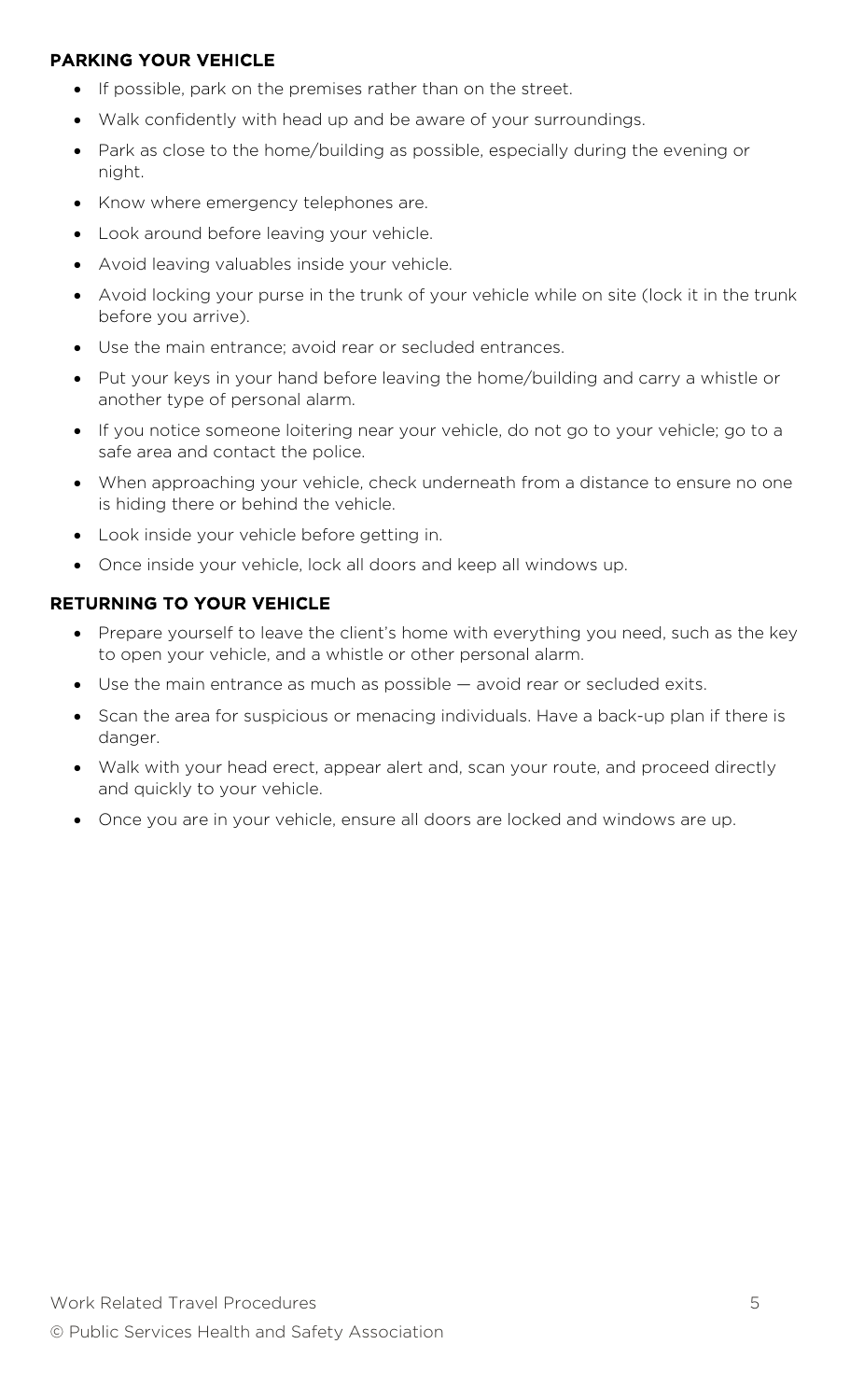### PARKING YOUR VEHICLE

- If possible, park on the premises rather than on the street.
- Walk confidently with head up and be aware of your surroundings.
- Park as close to the home/building as possible, especially during the evening or night.
- Know where emergency telephones are.
- Look around before leaving your vehicle.
- Avoid leaving valuables inside your vehicle.
- Avoid locking your purse in the trunk of your vehicle while on site (lock it in the trunk before you arrive).
- Use the main entrance; avoid rear or secluded entrances.
- Put your keys in your hand before leaving the home/building and carry a whistle or another type of personal alarm.
- If you notice someone loitering near your vehicle, do not go to your vehicle; go to a safe area and contact the police.
- When approaching your vehicle, check underneath from a distance to ensure no one is hiding there or behind the vehicle.
- Look inside your vehicle before getting in.
- Once inside your vehicle, lock all doors and keep all windows up.

### RETURNING TO YOUR VEHICLE

- Prepare yourself to leave the client's home with everything you need, such as the key to open your vehicle, and a whistle or other personal alarm.
- Use the main entrance as much as possible — avoid rear or secluded exits.
- Scan the area for suspicious or menacing individuals. Have a back-up plan if there is danger.
- Walk with your head erect, appear alert and, scan your route, and proceed directly and quickly to your vehicle.
- Once you are in your vehicle, ensure all doors are locked and windows are up.